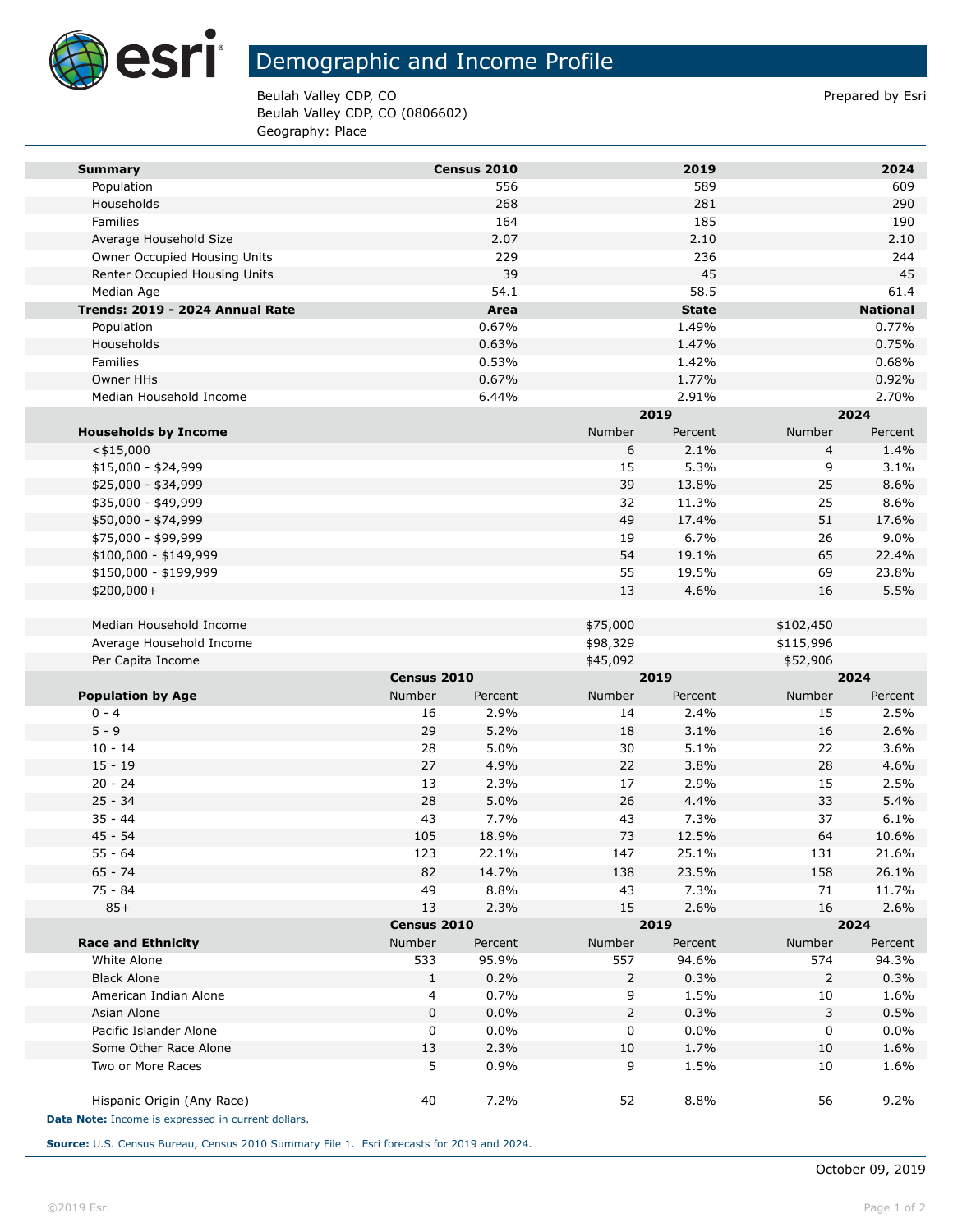# Demographic and Income Profile

Beulah Valley CDP, CO
Beulah Valley CDP, CO (0806602)
Geography: Place

Prepared by Esri

| Summary | Census 2010 | 2019 | 2024 |
|---|---|---|---|
| Population | 556 | 589 | 609 |
| Households | 268 | 281 | 290 |
| Families | 164 | 185 | 190 |
| Average Household Size | 2.07 | 2.10 | 2.10 |
| Owner Occupied Housing Units | 229 | 236 | 244 |
| Renter Occupied Housing Units | 39 | 45 | 45 |
| Median Age | 54.1 | 58.5 | 61.4 |

| Trends: 2019 - 2024 Annual Rate | Area | State | National |
|---|---|---|---|
| Population | 0.67% | 1.49% | 0.77% |
| Households | 0.63% | 1.47% | 0.75% |
| Families | 0.53% | 1.42% | 0.68% |
| Owner HHs | 0.67% | 1.77% | 0.92% |
| Median Household Income | 6.44% | 2.91% | 2.70% |

| | 2019 | | 2024 | |
|---|---|---|---|---|
| Households by Income | Number | Percent | Number | Percent |
| <$15,000 | 6 | 2.1% | 4 | 1.4% |
| $15,000 - $24,999 | 15 | 5.3% | 9 | 3.1% |
| $25,000 - $34,999 | 39 | 13.8% | 25 | 8.6% |
| $35,000 - $49,999 | 32 | 11.3% | 25 | 8.6% |
| $50,000 - $74,999 | 49 | 17.4% | 51 | 17.6% |
| $75,000 - $99,999 | 19 | 6.7% | 26 | 9.0% |
| $100,000 - $149,999 | 54 | 19.1% | 65 | 22.4% |
| $150,000 - $199,999 | 55 | 19.5% | 69 | 23.8% |
| $200,000+ | 13 | 4.6% | 16 | 5.5% |
| | | | | |
| Median Household Income | $75,000 | | $102,450 | |
| Average Household Income | $98,329 | | $115,996 | |
| Per Capita Income | $45,092 | | $52,906 | |

| | Census 2010 | | 2019 | | 2024 | |
|---|---|---|---|---|---|---|
| Population by Age | Number | Percent | Number | Percent | Number | Percent |
| 0 - 4 | 16 | 2.9% | 14 | 2.4% | 15 | 2.5% |
| 5 - 9 | 29 | 5.2% | 18 | 3.1% | 16 | 2.6% |
| 10 - 14 | 28 | 5.0% | 30 | 5.1% | 22 | 3.6% |
| 15 - 19 | 27 | 4.9% | 22 | 3.8% | 28 | 4.6% |
| 20 - 24 | 13 | 2.3% | 17 | 2.9% | 15 | 2.5% |
| 25 - 34 | 28 | 5.0% | 26 | 4.4% | 33 | 5.4% |
| 35 - 44 | 43 | 7.7% | 43 | 7.3% | 37 | 6.1% |
| 45 - 54 | 105 | 18.9% | 73 | 12.5% | 64 | 10.6% |
| 55 - 64 | 123 | 22.1% | 147 | 25.1% | 131 | 21.6% |
| 65 - 74 | 82 | 14.7% | 138 | 23.5% | 158 | 26.1% |
| 75 - 84 | 49 | 8.8% | 43 | 7.3% | 71 | 11.7% |
| 85+ | 13 | 2.3% | 15 | 2.6% | 16 | 2.6% |

| | Census 2010 | | 2019 | | 2024 | |
|---|---|---|---|---|---|---|
| Race and Ethnicity | Number | Percent | Number | Percent | Number | Percent |
| White Alone | 533 | 95.9% | 557 | 94.6% | 574 | 94.3% |
| Black Alone | 1 | 0.2% | 2 | 0.3% | 2 | 0.3% |
| American Indian Alone | 4 | 0.7% | 9 | 1.5% | 10 | 1.6% |
| Asian Alone | 0 | 0.0% | 2 | 0.3% | 3 | 0.5% |
| Pacific Islander Alone | 0 | 0.0% | 0 | 0.0% | 0 | 0.0% |
| Some Other Race Alone | 13 | 2.3% | 10 | 1.7% | 10 | 1.6% |
| Two or More Races | 5 | 0.9% | 9 | 1.5% | 10 | 1.6% |
| | | | | | | |
| Hispanic Origin (Any Race) | 40 | 7.2% | 52 | 8.8% | 56 | 9.2% |

**Data Note:** Income is expressed in current dollars.

**Source:** U.S. Census Bureau, Census 2010 Summary File 1. Esri forecasts for 2019 and 2024.

October 09, 2019

©2019 Esri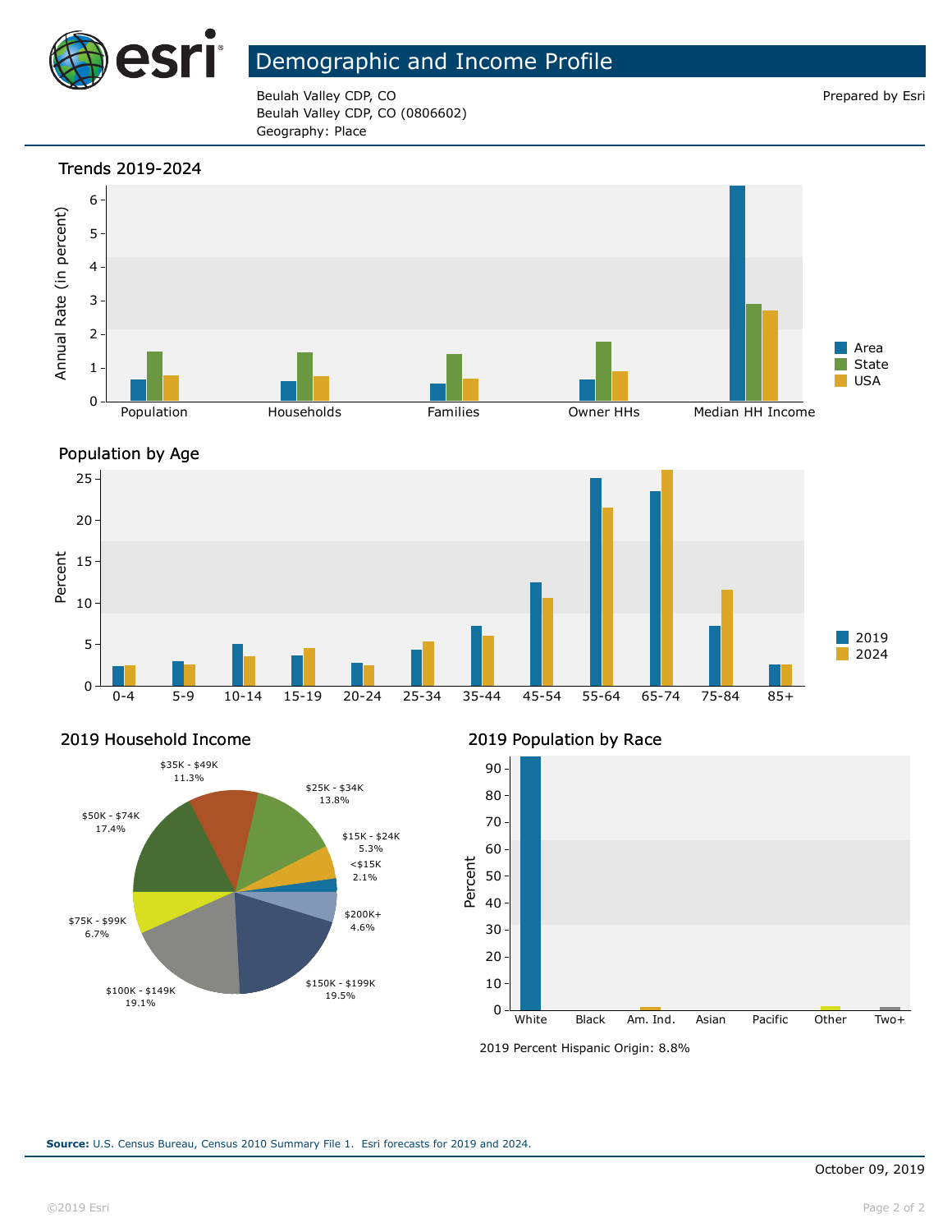# Demographic and Income Profile

Beulah Valley CDP, CO
Beulah Valley CDP, CO (0806602)
Geography: Place

Prepared by Esri

## Trends 2019-2024

Annual Rate (in percent)

0
1
2
3
4
5
6

Population
Households
Families
Owner HHs
Median HH Income

Area
State
USA

## Population by Age

Percent

0
5
10
15
20
25

0-4
5-9
10-14
15-19
20-24
25-34
35-44
45-54
55-64
65-74
75-84
85+

2019
2024

## 2019 Household Income

$35K - $49K
11.3%

$25K - $34K
13.8%

$15K - $24K
5.3%

<$15K
2.1%

$200K+
4.6%

$150K - $199K
19.5%

$100K - $149K
19.1%

$75K - $99K
6.7%

$50K - $74K
17.4%

## 2019 Population by Race

Percent

0
10
20
30
40
50
60
70
80
90

White
Black
Am. Ind.
Asian
Pacific
Other
Two+

2019 Percent Hispanic Origin: 8.8%

**Source:** U.S. Census Bureau, Census 2010 Summary File 1. Esri forecasts for 2019 and 2024.

October 09, 2019

©2019 Esri